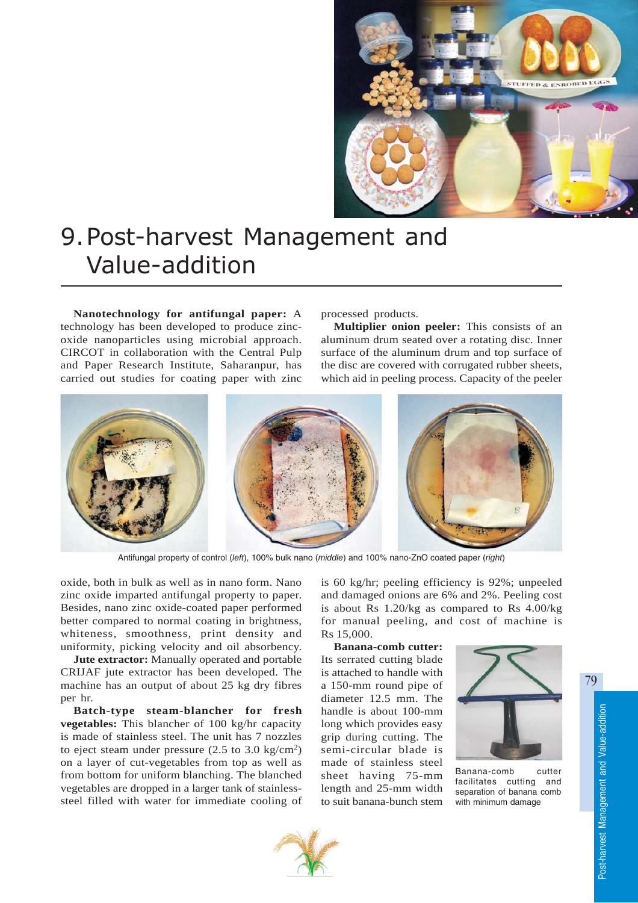# 9. Post-harvest Management and Value-addition

**Nanotechnology for antifungal paper:** A technology has been developed to produce zinc-oxide nanoparticles using microbial approach. CIRCOT in collaboration with the Central Pulp and Paper Research Institute, Saharanpur, has carried out studies for coating paper with zinc oxide, both in bulk as well as in nano form. Nano zinc oxide imparted antifungal property to paper. Besides, nano zinc oxide-coated paper performed better compared to normal coating in brightness, whiteness, smoothness, print density and uniformity, picking velocity and oil absorbency.

Antifungal property of control (*left*), 100% bulk nano (*middle*) and 100% nano-ZnO coated paper (*right*)

**Jute extractor:** Manually operated and portable CRIJAF jute extractor has been developed. The machine has an output of about 25 kg dry fibres per hr.

**Batch-type steam-blancher for fresh vegetables:** This blancher of 100 kg/hr capacity is made of stainless steel. The unit has 7 nozzles to eject steam under pressure (2.5 to 3.0 kg/cm$^2$) on a layer of cut-vegetables from top as well as from bottom for uniform blanching. The blanched vegetables are dropped in a larger tank of stainless-steel filled with water for immediate cooling of processed products.

**Multiplier onion peeler:** This consists of an aluminum drum seated over a rotating disc. Inner surface of the aluminum drum and top surface of the disc are covered with corrugated rubber sheets, which aid in peeling process. Capacity of the peeler is 60 kg/hr; peeling efficiency is 92%; unpeeled and damaged onions are 6% and 2%. Peeling cost is about Rs 1.20/kg as compared to Rs 4.00/kg for manual peeling, and cost of machine is Rs 15,000.

**Banana-comb cutter:** Its serrated cutting blade is attached to handle with a 150-mm round pipe of diameter 12.5 mm. The handle is about 100-mm long which provides easy grip during cutting. The semi-circular blade is made of stainless steel sheet having 75-mm length and 25-mm width to suit banana-bunch stem

Banana-comb cutter facilitates cutting and separation of banana comb with minimum damage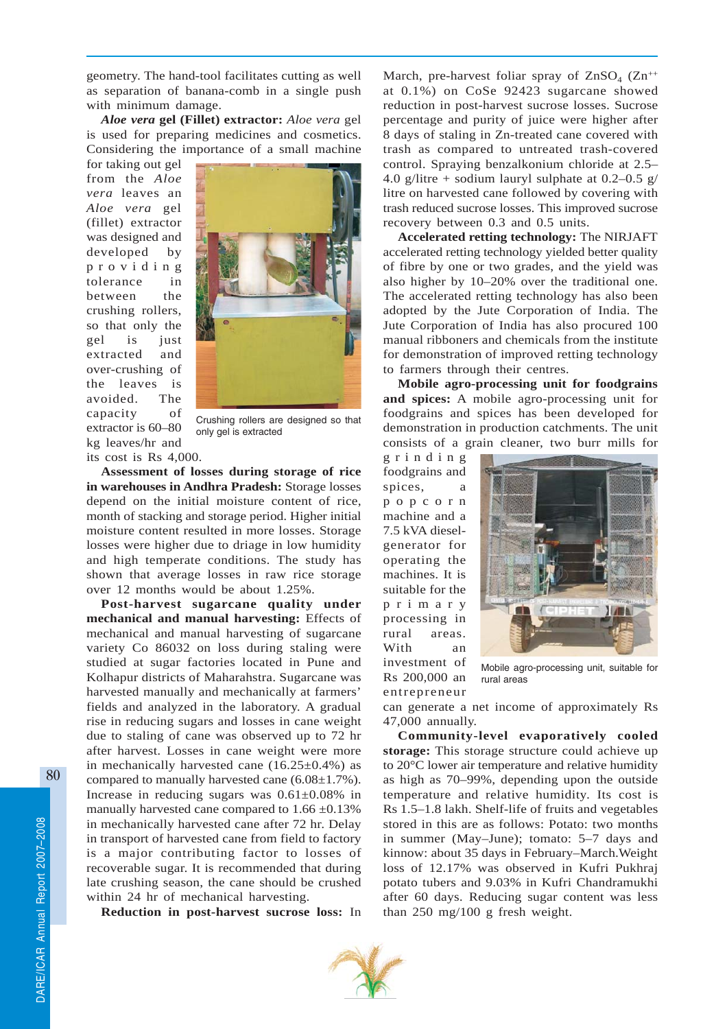geometry. The hand-tool facilitates cutting as well as separation of banana-comb in a single push with minimum damage.

***Aloe vera* gel (Fillet) extractor:** *Aloe vera* gel is used for preparing medicines and cosmetics. Considering the importance of a small machine for taking out gel from the *Aloe vera* leaves an *Aloe vera* gel (fillet) extractor was designed and developed by providing tolerance in between the crushing rollers, so that only the gel is just extracted and over-crushing of the leaves is avoided. The capacity of extractor is 60–80 kg leaves/hr and its cost is Rs 4,000.

Crushing rollers are designed so that only gel is extracted

**Assessment of losses during storage of rice in warehouses in Andhra Pradesh:** Storage losses depend on the initial moisture content of rice, month of stacking and storage period. Higher initial moisture content resulted in more losses. Storage losses were higher due to driage in low humidity and high temperate conditions. The study has shown that average losses in raw rice storage over 12 months would be about 1.25%.

**Post-harvest sugarcane quality under mechanical and manual harvesting:** Effects of mechanical and manual harvesting of sugarcane variety Co 86032 on loss during staling were studied at sugar factories located in Pune and Kolhapur districts of Maharahstra. Sugarcane was harvested manually and mechanically at farmers' fields and analyzed in the laboratory. A gradual rise in reducing sugars and losses in cane weight due to staling of cane was observed up to 72 hr after harvest. Losses in cane weight were more in mechanically harvested cane (16.25±0.4%) as compared to manually harvested cane (6.08±1.7%). Increase in reducing sugars was 0.61±0.08% in manually harvested cane compared to 1.66 ±0.13% in mechanically harvested cane after 72 hr. Delay in transport of harvested cane from field to factory is a major contributing factor to losses of recoverable sugar. It is recommended that during late crushing season, the cane should be crushed within 24 hr of mechanical harvesting.

**Reduction in post-harvest sucrose loss:** In March, pre-harvest foliar spray of $ZnSO_4$ ($Zn^{++}$ at 0.1%) on CoSe 92423 sugarcane showed reduction in post-harvest sucrose losses. Sucrose percentage and purity of juice were higher after 8 days of staling in Zn-treated cane covered with trash as compared to untreated trash-covered control. Spraying benzalkonium chloride at 2.5–4.0 g/litre + sodium lauryl sulphate at 0.2–0.5 g/litre on harvested cane followed by covering with trash reduced sucrose losses. This improved sucrose recovery between 0.3 and 0.5 units.

**Accelerated retting technology:** The NIRJAFT accelerated retting technology yielded better quality of fibre by one or two grades, and the yield was also higher by 10–20% over the traditional one. The accelerated retting technology has also been adopted by the Jute Corporation of India. The Jute Corporation of India has also procured 100 manual ribboners and chemicals from the institute for demonstration of improved retting technology to farmers through their centres.

**Mobile agro-processing unit for foodgrains and spices:** A mobile agro-processing unit for foodgrains and spices has been developed for demonstration in production catchments. The unit consists of a grain cleaner, two burr mills for grinding foodgrains and spices, a popcorn machine and a 7.5 kVA diesel-generator for operating the machines. It is suitable for the primary processing in rural areas. With an investment of Rs 200,000 an entrepreneur can generate a net income of approximately Rs 47,000 annually.

Mobile agro-processing unit, suitable for rural areas

**Community-level evaporatively cooled storage:** This storage structure could achieve up to 20°C lower air temperature and relative humidity as high as 70–99%, depending upon the outside temperature and relative humidity. Its cost is Rs 1.5–1.8 lakh. Shelf-life of fruits and vegetables stored in this are as follows: Potato: two months in summer (May–June); tomato: 5–7 days and kinnow: about 35 days in February–March. Weight loss of 12.17% was observed in Kufri Pukhraj potato tubers and 9.03% in Kufri Chandramukhi after 60 days. Reducing sugar content was less than 250 mg/100 g fresh weight.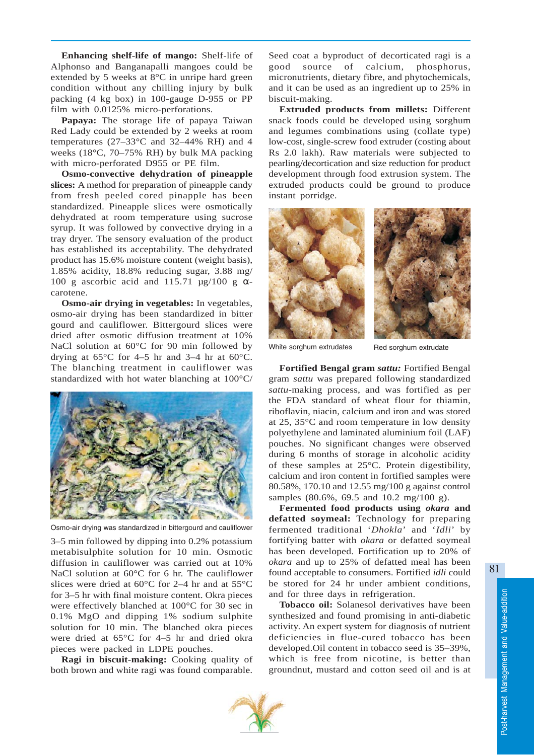**Enhancing shelf-life of mango:** Shelf-life of Alphonso and Banganapalli mangoes could be extended by 5 weeks at 8°C in unripe hard green condition without any chilling injury by bulk packing (4 kg box) in 100-gauge D-955 or PP film with 0.0125% micro-perforations.

**Papaya:** The storage life of papaya Taiwan Red Lady could be extended by 2 weeks at room temperatures (27–33°C and 32–44% RH) and 4 weeks (18°C, 70–75% RH) by bulk MA packing with micro-perforated D955 or PE film.

**Osmo-convective dehydration of pineapple slices:** A method for preparation of pineapple candy from fresh peeled cored pinapple has been standardized. Pineapple slices were osmotically dehydrated at room temperature using sucrose syrup. It was followed by convective drying in a tray dryer. The sensory evaluation of the product has established its acceptability. The dehydrated product has 15.6% moisture content (weight basis), 1.85% acidity, 18.8% reducing sugar, 3.88 mg/ 100 g ascorbic acid and 115.71 µg/100 g α-carotene.

**Osmo-air drying in vegetables:** In vegetables, osmo-air drying has been standardized in bitter gourd and cauliflower. Bittergourd slices were dried after osmotic diffusion treatment at 10% NaCl solution at 60°C for 90 min followed by drying at 65°C for 4–5 hr and 3–4 hr at 60°C. The blanching treatment in cauliflower was standardized with hot water blanching at 100°C/ 3–5 min followed by dipping into 0.2% potassium metabisulphite solution for 10 min. Osmotic diffusion in cauliflower was carried out at 10% NaCl solution at 60°C for 6 hr. The cauliflower slices were dried at 60°C for 2–4 hr and at 55°C for 3–5 hr with final moisture content. Okra pieces were effectively blanched at 100°C for 30 sec in 0.1% MgO and dipping 1% sodium sulphite solution for 10 min. The blanched okra pieces were dried at 65°C for 4–5 hr and dried okra pieces were packed in LDPE pouches.

Osmo-air drying was standardized in bittergourd and cauliflower

**Ragi in biscuit-making:** Cooking quality of both brown and white ragi was found comparable. Seed coat a byproduct of decorticated ragi is a good source of calcium, phosphorus, micronutrients, dietary fibre, and phytochemicals, and it can be used as an ingredient up to 25% in biscuit-making.

**Extruded products from millets:** Different snack foods could be developed using sorghum and legumes combinations using (collate type) low-cost, single-screw food extruder (costing about Rs 2.0 lakh). Raw materials were subjected to pearling/decortication and size reduction for product development through food extrusion system. The extruded products could be ground to produce instant porridge.

White sorghum extrudates

Red sorghum extrudate

**Fortified Bengal gram *sattu:*** Fortified Bengal gram *sattu* was prepared following standardized *sattu*-making process, and was fortified as per the FDA standard of wheat flour for thiamin, riboflavin, niacin, calcium and iron and was stored at 25, 35°C and room temperature in low density polyethylene and laminated aluminium foil (LAF) pouches. No significant changes were observed during 6 months of storage in alcoholic acidity of these samples at 25°C. Protein digestibility, calcium and iron content in fortified samples were 80.58%, 170.10 and 12.55 mg/100 g against control samples (80.6%, 69.5 and 10.2 mg/100 g).

**Fermented food products using *okara* and defatted soymeal:** Technology for preparing fermented traditional '*Dhokla*' and '*Idli*' by fortifying batter with *okara* or defatted soymeal has been developed. Fortification up to 20% of *okara* and up to 25% of defatted meal has been found acceptable to consumers. Fortified *idli* could be stored for 24 hr under ambient conditions, and for three days in refrigeration.

**Tobacco oil:** Solanesol derivatives have been synthesized and found promising in anti-diabetic activity. An expert system for diagnosis of nutrient deficiencies in flue-cured tobacco has been developed.Oil content in tobacco seed is 35–39%, which is free from nicotine, is better than groundnut, mustard and cotton seed oil and is at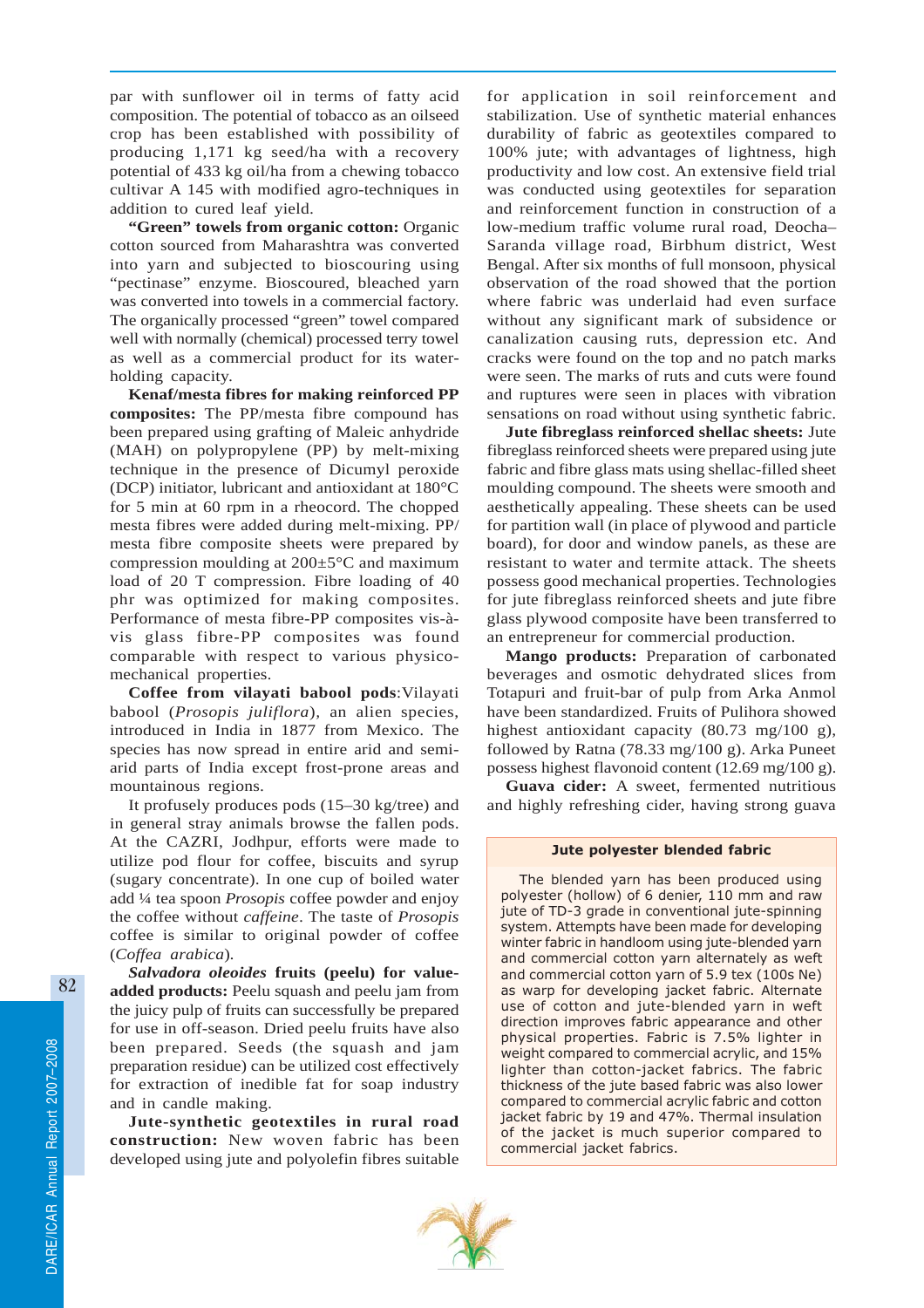par with sunflower oil in terms of fatty acid composition. The potential of tobacco as an oilseed crop has been established with possibility of producing 1,171 kg seed/ha with a recovery potential of 433 kg oil/ha from a chewing tobacco cultivar A 145 with modified agro-techniques in addition to cured leaf yield.

**"Green" towels from organic cotton:** Organic cotton sourced from Maharashtra was converted into yarn and subjected to bioscouring using "pectinase" enzyme. Bioscoured, bleached yarn was converted into towels in a commercial factory. The organically processed "green" towel compared well with normally (chemical) processed terry towel as well as a commercial product for its water-holding capacity.

**Kenaf/mesta fibres for making reinforced PP composites:** The PP/mesta fibre compound has been prepared using grafting of Maleic anhydride (MAH) on polypropylene (PP) by melt-mixing technique in the presence of Dicumyl peroxide (DCP) initiator, lubricant and antioxidant at 180°C for 5 min at 60 rpm in a rheocord. The chopped mesta fibres were added during melt-mixing. PP/mesta fibre composite sheets were prepared by compression moulding at 200±5°C and maximum load of 20 T compression. Fibre loading of 40 phr was optimized for making composites. Performance of mesta fibre-PP composites vis-à-vis glass fibre-PP composites was found comparable with respect to various physico-mechanical properties.

**Coffee from vilayati babool pods**:Vilayati babool (*Prosopis juliflora*), an alien species, introduced in India in 1877 from Mexico. The species has now spread in entire arid and semi-arid parts of India except frost-prone areas and mountainous regions.

It profusely produces pods (15–30 kg/tree) and in general stray animals browse the fallen pods. At the CAZRI, Jodhpur, efforts were made to utilize pod flour for coffee, biscuits and syrup (sugary concentrate). In one cup of boiled water add ¼ tea spoon *Prosopis* coffee powder and enjoy the coffee without *caffeine*. The taste of *Prosopis* coffee is similar to original powder of coffee (*Coffea arabica*).

***Salvadora oleoides* fruits (peelu) for value-added products:** Peelu squash and peelu jam from the juicy pulp of fruits can successfully be prepared for use in off-season. Dried peelu fruits have also been prepared. Seeds (the squash and jam preparation residue) can be utilized cost effectively for extraction of inedible fat for soap industry and in candle making.

**Jute-synthetic geotextiles in rural road construction:** New woven fabric has been developed using jute and polyolefin fibres suitable for application in soil reinforcement and stabilization. Use of synthetic material enhances durability of fabric as geotextiles compared to 100% jute; with advantages of lightness, high productivity and low cost. An extensive field trial was conducted using geotextiles for separation and reinforcement function in construction of a low-medium traffic volume rural road, Deocha–Saranda village road, Birbhum district, West Bengal. After six months of full monsoon, physical observation of the road showed that the portion where fabric was underlaid had even surface without any significant mark of subsidence or canalization causing ruts, depression etc. And cracks were found on the top and no patch marks were seen. The marks of ruts and cuts were found and ruptures were seen in places with vibration sensations on road without using synthetic fabric.

**Jute fibreglass reinforced shellac sheets:** Jute fibreglass reinforced sheets were prepared using jute fabric and fibre glass mats using shellac-filled sheet moulding compound. The sheets were smooth and aesthetically appealing. These sheets can be used for partition wall (in place of plywood and particle board), for door and window panels, as these are resistant to water and termite attack. The sheets possess good mechanical properties. Technologies for jute fibreglass reinforced sheets and jute fibre glass plywood composite have been transferred to an entrepreneur for commercial production.

**Mango products:** Preparation of carbonated beverages and osmotic dehydrated slices from Totapuri and fruit-bar of pulp from Arka Anmol have been standardized. Fruits of Pulihora showed highest antioxidant capacity (80.73 mg/100 g), followed by Ratna (78.33 mg/100 g). Arka Puneet possess highest flavonoid content (12.69 mg/100 g).

**Guava cider:** A sweet, fermented nutritious and highly refreshing cider, having strong guava

> **Jute polyester blended fabric**
>
> The blended yarn has been produced using polyester (hollow) of 6 denier, 110 mm and raw jute of TD-3 grade in conventional jute-spinning system. Attempts have been made for developing winter fabric in handloom using jute-blended yarn and commercial cotton yarn alternately as weft and commercial cotton yarn of 5.9 tex (100s Ne) as warp for developing jacket fabric. Alternate use of cotton and jute-blended yarn in weft direction improves fabric appearance and other physical properties. Fabric is 7.5% lighter in weight compared to commercial acrylic, and 15% lighter than cotton-jacket fabrics. The fabric thickness of the jute based fabric was also lower compared to commercial acrylic fabric and cotton jacket fabric by 19 and 47%. Thermal insulation of the jacket is much superior compared to commercial jacket fabrics.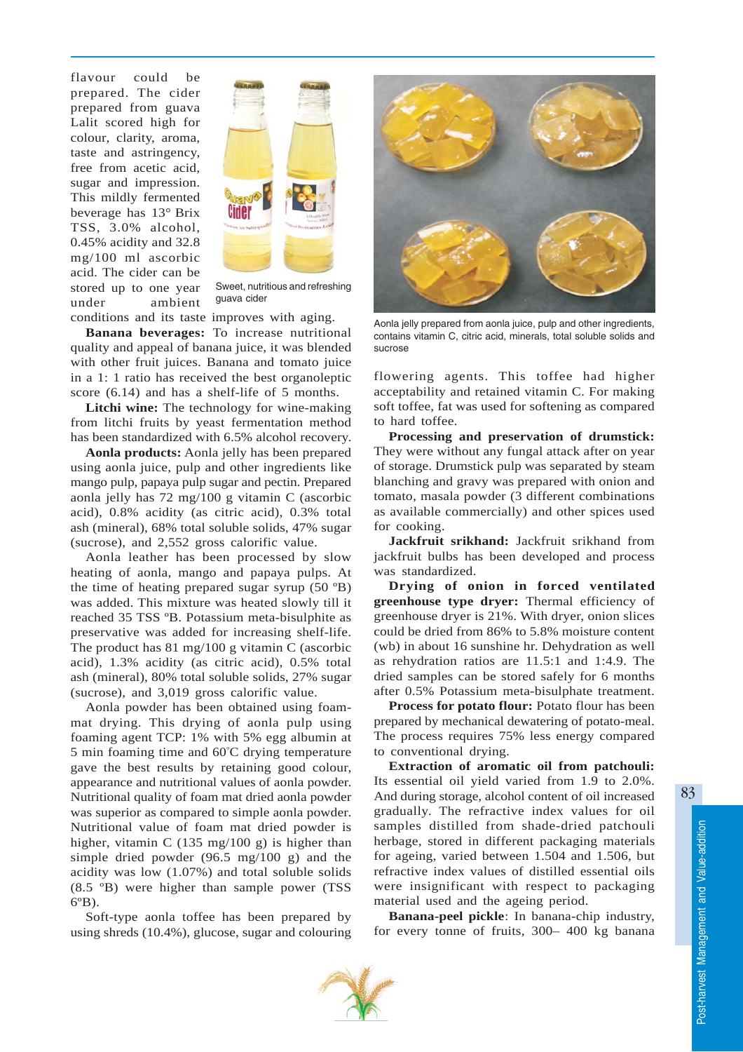flavour could be prepared. The cider prepared from guava Lalit scored high for colour, clarity, aroma, taste and astringency, free from acetic acid, sugar and impression. This mildly fermented beverage has 13° Brix TSS, 3.0% alcohol, 0.45% acidity and 32.8 mg/100 ml ascorbic acid. The cider can be stored up to one year under ambient conditions and its taste improves with aging.

Sweet, nutritious and refreshing guava cider

**Banana beverages:** To increase nutritional quality and appeal of banana juice, it was blended with other fruit juices. Banana and tomato juice in a 1: 1 ratio has received the best organoleptic score (6.14) and has a shelf-life of 5 months.

**Litchi wine:** The technology for wine-making from litchi fruits by yeast fermentation method has been standardized with 6.5% alcohol recovery.

**Aonla products:** Aonla jelly has been prepared using aonla juice, pulp and other ingredients like mango pulp, papaya pulp sugar and pectin. Prepared aonla jelly has 72 mg/100 g vitamin C (ascorbic acid), 0.8% acidity (as citric acid), 0.3% total ash (mineral), 68% total soluble solids, 47% sugar (sucrose), and 2,552 gross calorific value.

Aonla leather has been processed by slow heating of aonla, mango and papaya pulps. At the time of heating prepared sugar syrup (50 ºB) was added. This mixture was heated slowly till it reached 35 TSS ºB. Potassium meta-bisulphite as preservative was added for increasing shelf-life. The product has 81 mg/100 g vitamin C (ascorbic acid), 1.3% acidity (as citric acid), 0.5% total ash (mineral), 80% total soluble solids, 27% sugar (sucrose), and 3,019 gross calorific value.

Aonla powder has been obtained using foam-mat drying. This drying of aonla pulp using foaming agent TCP: 1% with 5% egg albumin at 5 min foaming time and 60°C drying temperature gave the best results by retaining good colour, appearance and nutritional values of aonla powder. Nutritional quality of foam mat dried aonla powder was superior as compared to simple aonla powder. Nutritional value of foam mat dried powder is higher, vitamin C (135 mg/100 g) is higher than simple dried powder (96.5 mg/100 g) and the acidity was low (1.07%) and total soluble solids (8.5 ºB) were higher than sample power (TSS 6ºB).

Soft-type aonla toffee has been prepared by using shreds (10.4%), glucose, sugar and colouring flowering agents. This toffee had higher acceptability and retained vitamin C. For making soft toffee, fat was used for softening as compared to hard toffee.

Aonla jelly prepared from aonla juice, pulp and other ingredients, contains vitamin C, citric acid, minerals, total soluble solids and sucrose

**Processing and preservation of drumstick:** They were without any fungal attack after on year of storage. Drumstick pulp was separated by steam blanching and gravy was prepared with onion and tomato, masala powder (3 different combinations as available commercially) and other spices used for cooking.

**Jackfruit srikhand:** Jackfruit srikhand from jackfruit bulbs has been developed and process was standardized.

**Drying of onion in forced ventilated greenhouse type dryer:** Thermal efficiency of greenhouse dryer is 21%. With dryer, onion slices could be dried from 86% to 5.8% moisture content (wb) in about 16 sunshine hr. Dehydration as well as rehydration ratios are 11.5:1 and 1:4.9. The dried samples can be stored safely for 6 months after 0.5% Potassium meta-bisulphate treatment.

**Process for potato flour:** Potato flour has been prepared by mechanical dewatering of potato-meal. The process requires 75% less energy compared to conventional drying.

**Extraction of aromatic oil from patchouli:** Its essential oil yield varied from 1.9 to 2.0%. And during storage, alcohol content of oil increased gradually. The refractive index values for oil samples distilled from shade-dried patchouli herbage, stored in different packaging materials for ageing, varied between 1.504 and 1.506, but refractive index values of distilled essential oils were insignificant with respect to packaging material used and the ageing period.

**Banana-peel pickle**: In banana-chip industry, for every tonne of fruits, 300– 400 kg banana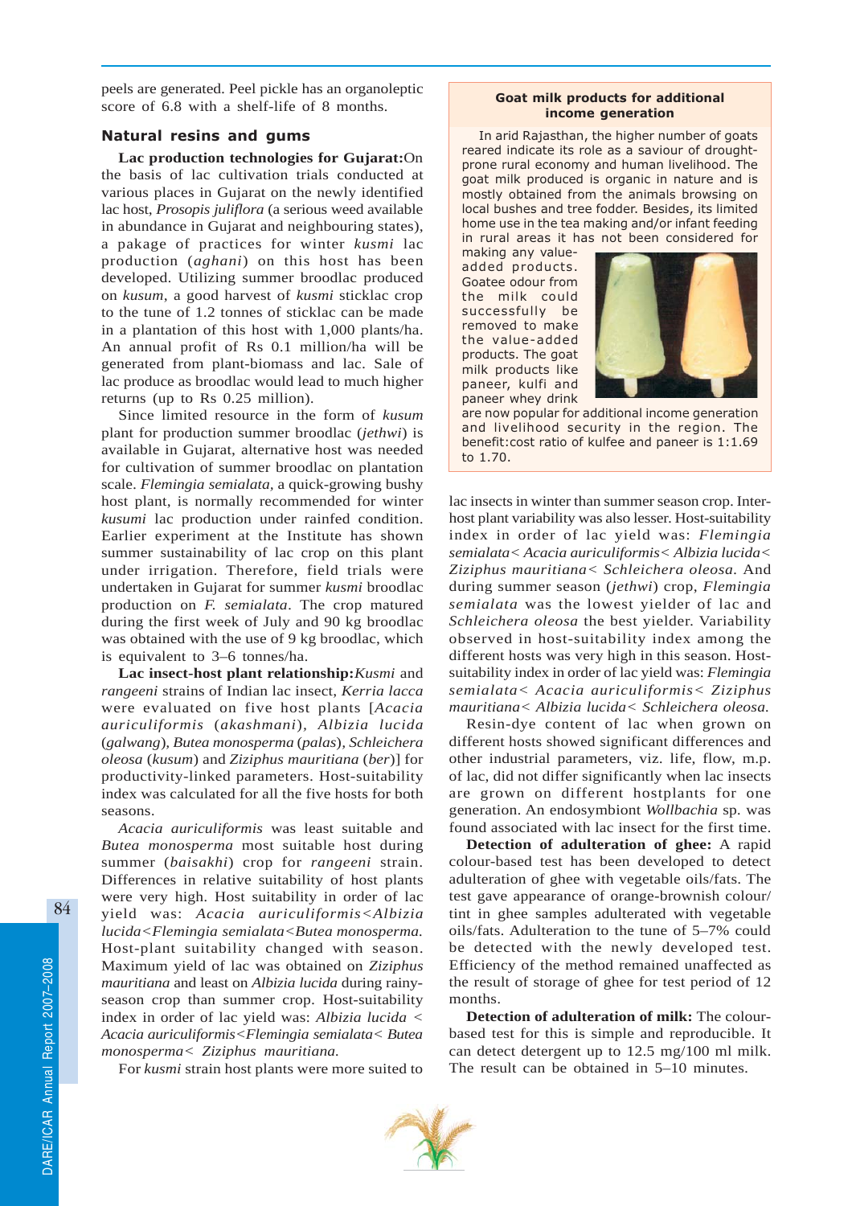peels are generated. Peel pickle has an organoleptic score of 6.8 with a shelf-life of 8 months.

## Natural resins and gums

**Lac production technologies for Gujarat:** On the basis of lac cultivation trials conducted at various places in Gujarat on the newly identified lac host, *Prosopis juliflora* (a serious weed available in abundance in Gujarat and neighbouring states), a pakage of practices for winter *kusmi* lac production (*aghani*) on this host has been developed. Utilizing summer broodlac produced on *kusum*, a good harvest of *kusmi* sticklac crop to the tune of 1.2 tonnes of sticklac can be made in a plantation of this host with 1,000 plants/ha. An annual profit of Rs 0.1 million/ha will be generated from plant-biomass and lac. Sale of lac produce as broodlac would lead to much higher returns (up to Rs 0.25 million).

Since limited resource in the form of *kusum* plant for production summer broodlac (*jethwi*) is available in Gujarat, alternative host was needed for cultivation of summer broodlac on plantation scale. *Flemingia semialata,* a quick-growing bushy host plant, is normally recommended for winter *kusumi* lac production under rainfed condition. Earlier experiment at the Institute has shown summer sustainability of lac crop on this plant under irrigation. Therefore, field trials were undertaken in Gujarat for summer *kusmi* broodlac production on *F. semialata*. The crop matured during the first week of July and 90 kg broodlac was obtained with the use of 9 kg broodlac, which is equivalent to 3–6 tonnes/ha.

**Lac insect-host plant relationship:** *Kusmi* and *rangeeni* strains of Indian lac insect, *Kerria lacca* were evaluated on five host plants [*Acacia auriculiformis* (*akashmani*), *Albizia lucida* (*galwang*), *Butea monosperma* (*palas*), *Schleichera oleosa* (*kusum*) and *Ziziphus mauritiana* (*ber*)] for productivity-linked parameters. Host-suitability index was calculated for all the five hosts for both seasons.

*Acacia auriculiformis* was least suitable and *Butea monosperma* most suitable host during summer (*baisakhi*) crop for *rangeeni* strain. Differences in relative suitability of host plants were very high. Host suitability in order of lac yield was: *Acacia auriculiformis*<*Albizia lucida*<*Flemingia semialata*<*Butea monosperma.* Host-plant suitability changed with season. Maximum yield of lac was obtained on *Ziziphus mauritiana* and least on *Albizia lucida* during rainy-season crop than summer crop. Host-suitability index in order of lac yield was: *Albizia lucida* < *Acacia auriculiformis*<*Flemingia semialata*< *Butea monosperma*< *Ziziphus mauritiana.*

For *kusmi* strain host plants were more suited to lac insects in winter than summer season crop. Inter-host plant variability was also lesser. Host-suitability index in order of lac yield was: *Flemingia semialata*< *Acacia auriculiformis*< *Albizia lucida*< *Ziziphus mauritiana*< *Schleichera oleosa.* And during summer season (*jethwi*) crop, *Flemingia semialata* was the lowest yielder of lac and *Schleichera oleosa* the best yielder. Variability observed in host-suitability index among the different hosts was very high in this season. Host-suitability index in order of lac yield was: *Flemingia semialata*< *Acacia auriculiformis*< *Ziziphus mauritiana*< *Albizia lucida*< *Schleichera oleosa.*

Resin-dye content of lac when grown on different hosts showed significant differences and other industrial parameters, viz. life, flow, m.p. of lac, did not differ significantly when lac insects are grown on different hostplants for one generation. An endosymbiont *Wollbachia* sp. was found associated with lac insect for the first time.

**Detection of adulteration of ghee:** A rapid colour-based test has been developed to detect adulteration of ghee with vegetable oils/fats. The test gave appearance of orange-brownish colour/tint in ghee samples adulterated with vegetable oils/fats. Adulteration to the tune of 5–7% could be detected with the newly developed test. Efficiency of the method remained unaffected as the result of storage of ghee for test period of 12 months.

**Detection of adulteration of milk:** The colour-based test for this is simple and reproducible. It can detect detergent up to 12.5 mg/100 ml milk. The result can be obtained in 5–10 minutes.

---

**Goat milk products for additional income generation**

In arid Rajasthan, the higher number of goats reared indicate its role as a saviour of drought-prone rural economy and human livelihood. The goat milk produced is organic in nature and is mostly obtained from the animals browsing on local bushes and tree fodder. Besides, its limited home use in the tea making and/or infant feeding in rural areas it has not been considered for making any value-added products. Goatee odour from the milk could successfully be removed to make the value-added products. The goat milk products like paneer, kulfi and paneer whey drink are now popular for additional income generation and livelihood security in the region. The benefit:cost ratio of kulfee and paneer is 1:1.69 to 1.70.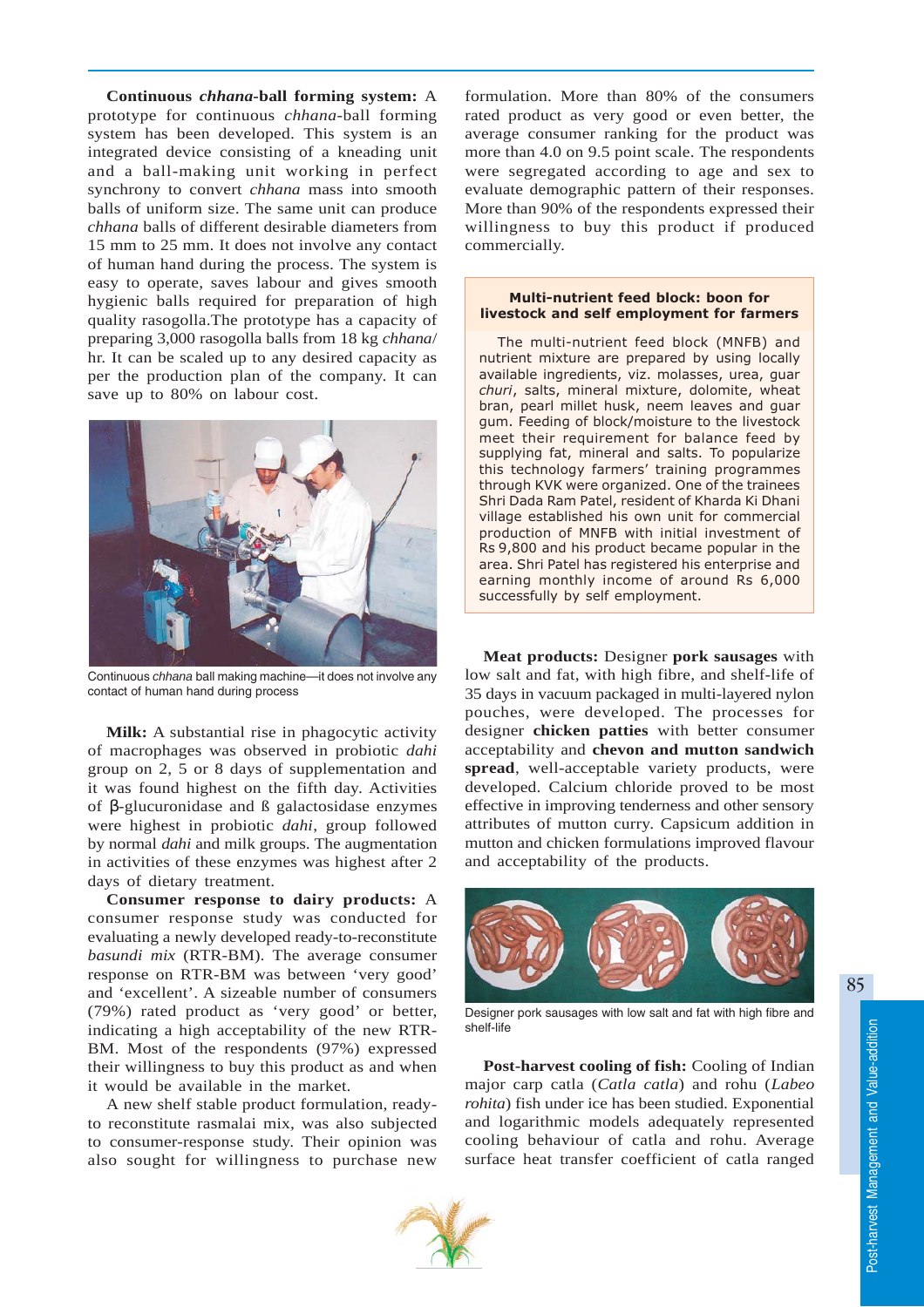**Continuous *chhana*-ball forming system:** A prototype for continuous *chhana*-ball forming system has been developed. This system is an integrated device consisting of a kneading unit and a ball-making unit working in perfect synchrony to convert *chhana* mass into smooth balls of uniform size. The same unit can produce *chhana* balls of different desirable diameters from 15 mm to 25 mm. It does not involve any contact of human hand during the process. The system is easy to operate, saves labour and gives smooth hygienic balls required for preparation of high quality rasogolla.The prototype has a capacity of preparing 3,000 rasogolla balls from 18 kg *chhana*/hr. It can be scaled up to any desired capacity as per the production plan of the company. It can save up to 80% on labour cost.

Continuous *chhana* ball making machine—it does not involve any contact of human hand during process

**Milk:** A substantial rise in phagocytic activity of macrophages was observed in probiotic *dahi* group on 2, 5 or 8 days of supplementation and it was found highest on the fifth day. Activities of β-glucuronidase and ß galactosidase enzymes were highest in probiotic *dahi*, group followed by normal *dahi* and milk groups. The augmentation in activities of these enzymes was highest after 2 days of dietary treatment.

**Consumer response to dairy products:** A consumer response study was conducted for evaluating a newly developed ready-to-reconstitute *basundi mix* (RTR-BM). The average consumer response on RTR-BM was between 'very good' and 'excellent'. A sizeable number of consumers (79%) rated product as 'very good' or better, indicating a high acceptability of the new RTR-BM. Most of the respondents (97%) expressed their willingness to buy this product as and when it would be available in the market.

A new shelf stable product formulation, ready-to reconstitute rasmalai mix, was also subjected to consumer-response study. Their opinion was also sought for willingness to purchase new formulation. More than 80% of the consumers rated product as very good or even better, the average consumer ranking for the product was more than 4.0 on 9.5 point scale. The respondents were segregated according to age and sex to evaluate demographic pattern of their responses. More than 90% of the respondents expressed their willingness to buy this product if produced commercially.

**Multi-nutrient feed block: boon for livestock and self employment for farmers**

The multi-nutrient feed block (MNFB) and nutrient mixture are prepared by using locally available ingredients, viz. molasses, urea, guar *churi*, salts, mineral mixture, dolomite, wheat bran, pearl millet husk, neem leaves and guar gum. Feeding of block/moisture to the livestock meet their requirement for balance feed by supplying fat, mineral and salts. To popularize this technology farmers' training programmes through KVK were organized. One of the trainees Shri Dada Ram Patel, resident of Kharda Ki Dhani village established his own unit for commercial production of MNFB with initial investment of Rs 9,800 and his product became popular in the area. Shri Patel has registered his enterprise and earning monthly income of around Rs 6,000 successfully by self employment.

**Meat products:** Designer **pork sausages** with low salt and fat, with high fibre, and shelf-life of 35 days in vacuum packaged in multi-layered nylon pouches, were developed. The processes for designer **chicken patties** with better consumer acceptability and **chevon and mutton sandwich spread**, well-acceptable variety products, were developed. Calcium chloride proved to be most effective in improving tenderness and other sensory attributes of mutton curry. Capsicum addition in mutton and chicken formulations improved flavour and acceptability of the products.

Designer pork sausages with low salt and fat with high fibre and shelf-life

**Post-harvest cooling of fish:** Cooling of Indian major carp catla (*Catla catla*) and rohu (*Labeo rohita*) fish under ice has been studied. Exponential and logarithmic models adequately represented cooling behaviour of catla and rohu. Average surface heat transfer coefficient of catla ranged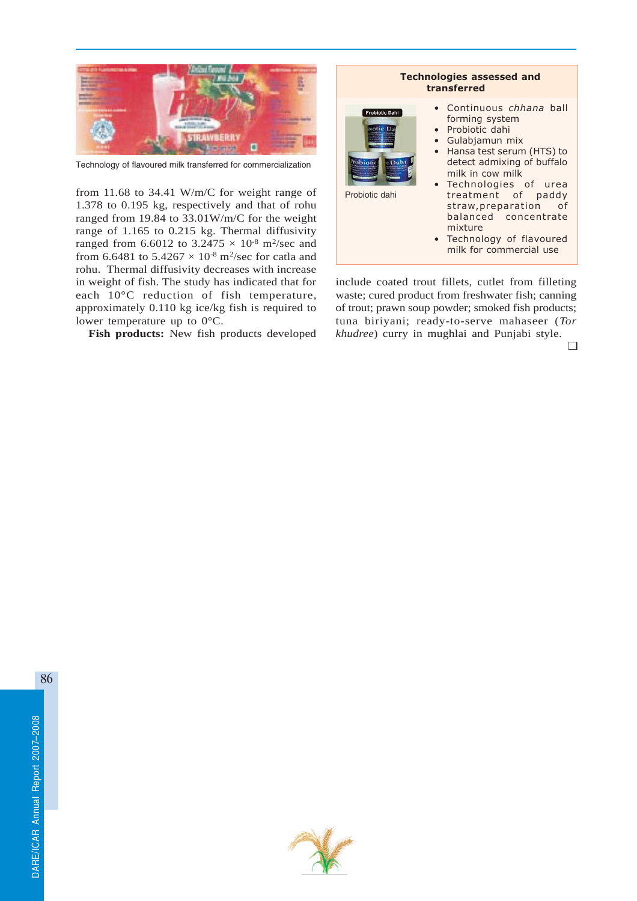Technology of flavoured milk transferred for commercialization

from 11.68 to 34.41 W/m/C for weight range of 1.378 to 0.195 kg, respectively and that of rohu ranged from 19.84 to 33.01W/m/C for the weight range of 1.165 to 0.215 kg. Thermal diffusivity ranged from 6.6012 to 3.2475 × $10^{-8}$ $m^2$/sec and from 6.6481 to 5.4267 × $10^{-8}$ $m^2$/sec for catla and rohu. Thermal diffusivity decreases with increase in weight of fish. The study has indicated that for each 10°C reduction of fish temperature, approximately 0.110 kg ice/kg fish is required to lower temperature up to 0°C.

**Fish products:** New fish products developed include coated trout fillets, cutlet from filleting waste; cured product from freshwater fish; canning of trout; prawn soup powder; smoked fish products; tuna biriyani; ready-to-serve mahaseer (*Tor khudree*) curry in mughlai and Punjabi style.

**Technologies assessed and transferred**

Probiotic dahi

- Continuous *chhana* ball forming system
- Probiotic dahi
- Gulabjamun mix
- Hansa test serum (HTS) to detect admixing of buffalo milk in cow milk
- Technologies of urea treatment of paddy straw,preparation of balanced concentrate mixture
- Technology of flavoured milk for commercial use